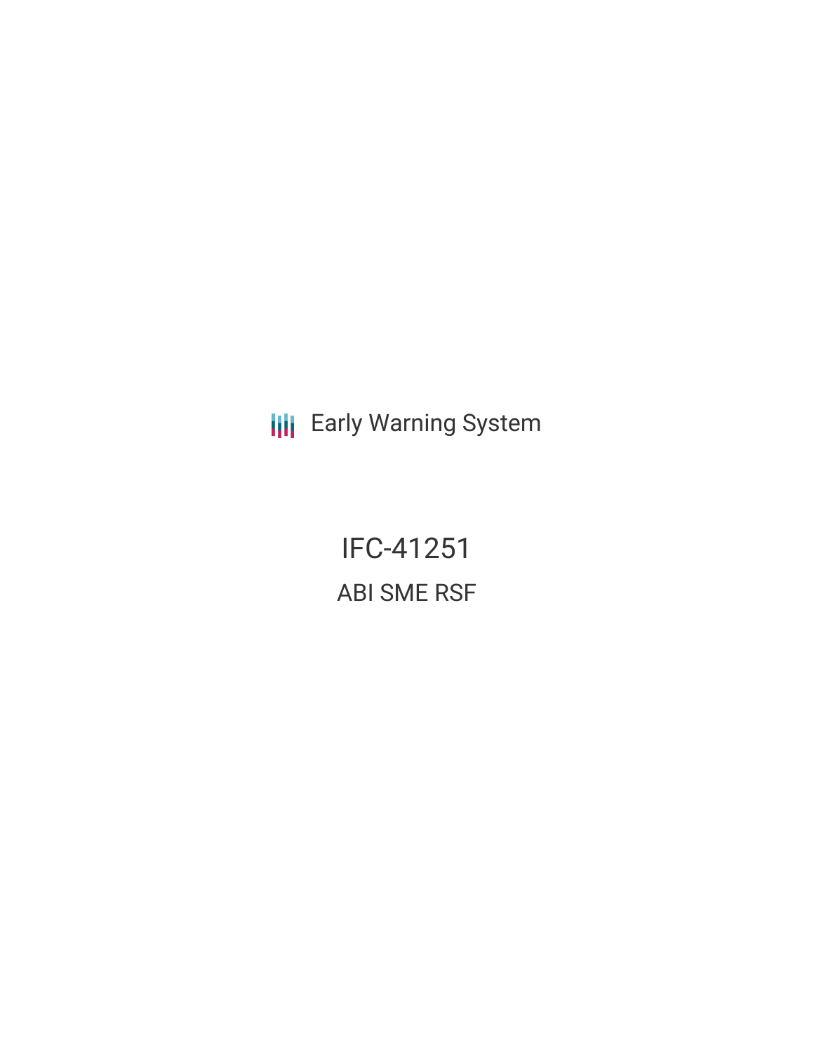Early Warning System

# IFC-41251

## ABI SME RSF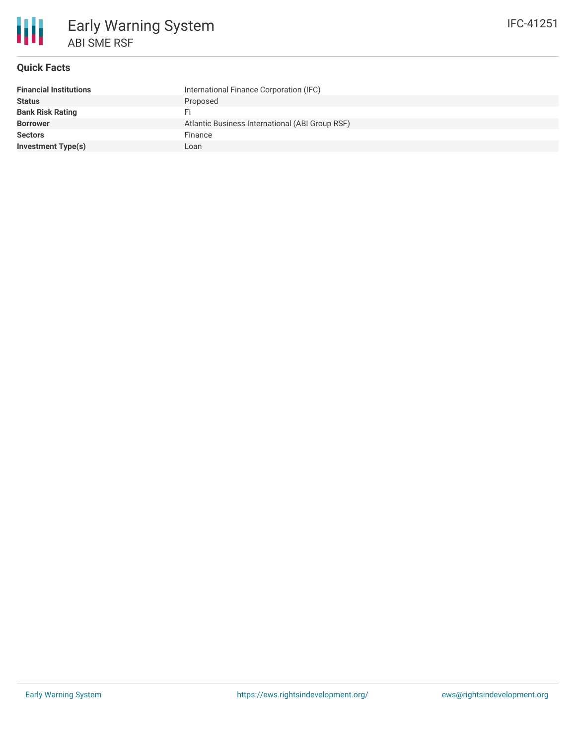# Early Warning System

## ABI SME RSF

IFC-41251

### Quick Facts

| | |
|---|---|
| **Financial Institutions** | International Finance Corporation (IFC) |
| **Status** | Proposed |
| **Bank Risk Rating** | FI |
| **Borrower** | Atlantic Business International (ABI Group RSF) |
| **Sectors** | Finance |
| **Investment Type(s)** | Loan |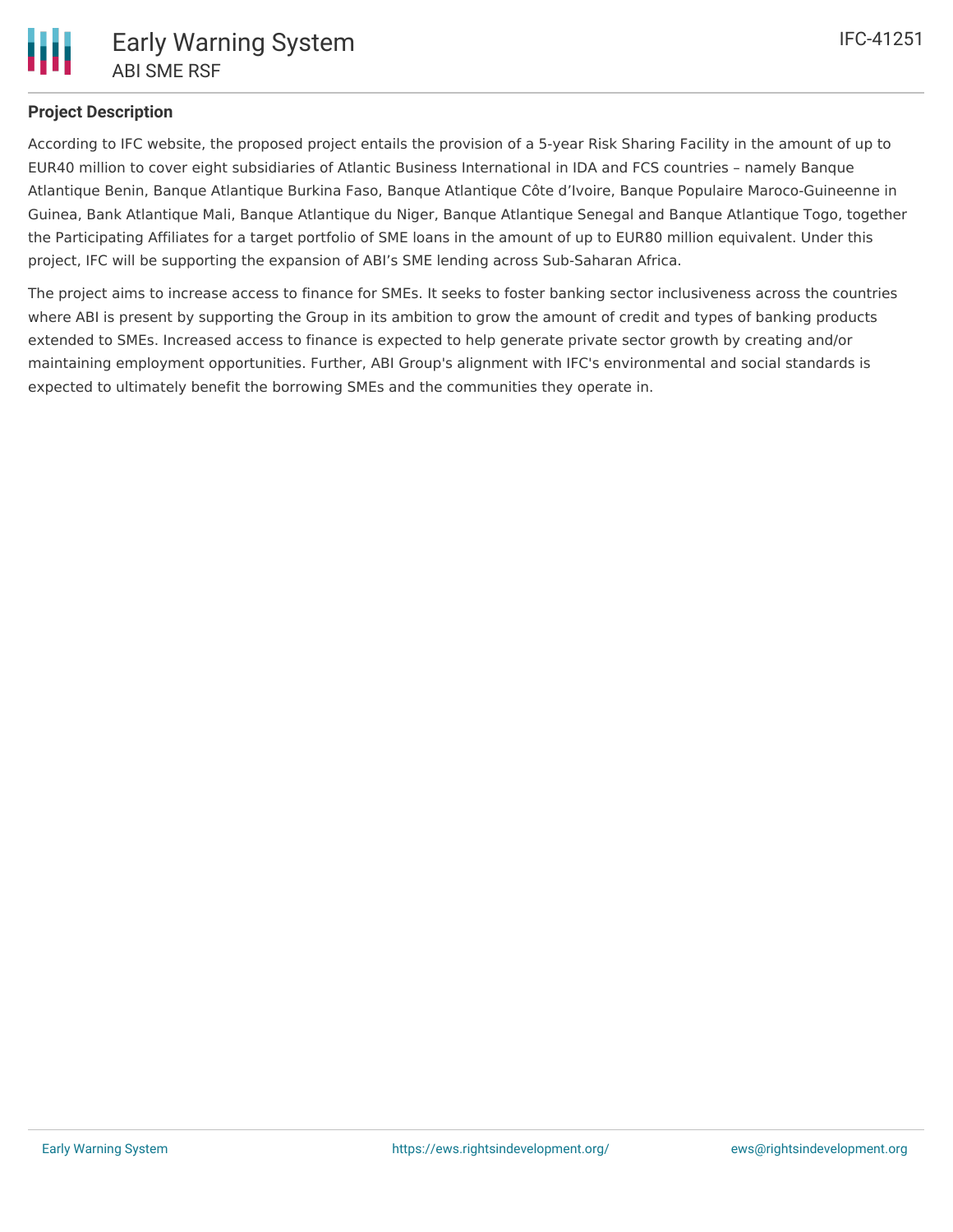## Project Description

According to IFC website, the proposed project entails the provision of a 5-year Risk Sharing Facility in the amount of up to EUR40 million to cover eight subsidiaries of Atlantic Business International in IDA and FCS countries – namely Banque Atlantique Benin, Banque Atlantique Burkina Faso, Banque Atlantique Côte d'Ivoire, Banque Populaire Maroco-Guineenne in Guinea, Bank Atlantique Mali, Banque Atlantique du Niger, Banque Atlantique Senegal and Banque Atlantique Togo, together the Participating Affiliates for a target portfolio of SME loans in the amount of up to EUR80 million equivalent. Under this project, IFC will be supporting the expansion of ABI's SME lending across Sub-Saharan Africa.

The project aims to increase access to finance for SMEs. It seeks to foster banking sector inclusiveness across the countries where ABI is present by supporting the Group in its ambition to grow the amount of credit and types of banking products extended to SMEs. Increased access to finance is expected to help generate private sector growth by creating and/or maintaining employment opportunities. Further, ABI Group's alignment with IFC's environmental and social standards is expected to ultimately benefit the borrowing SMEs and the communities they operate in.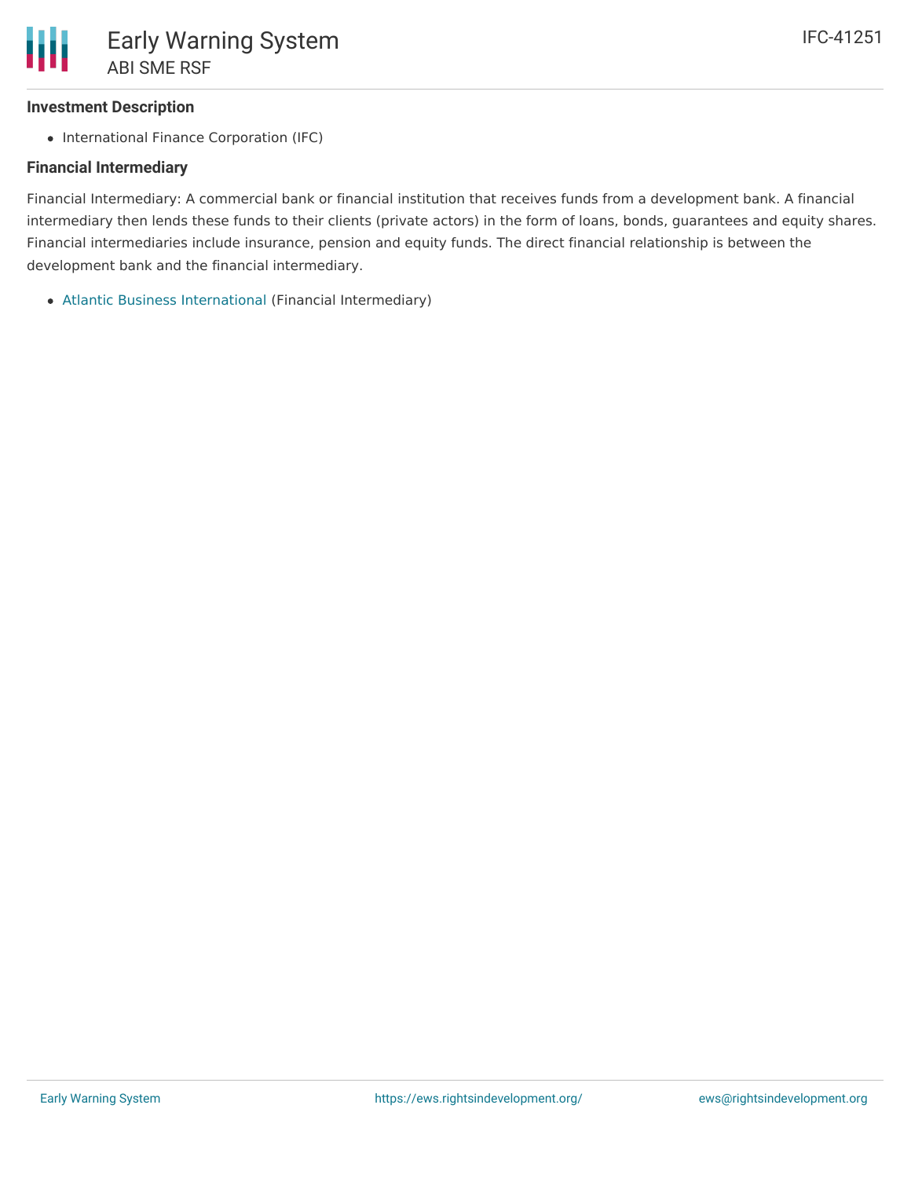### Investment Description

- International Finance Corporation (IFC)

### Financial Intermediary

Financial Intermediary: A commercial bank or financial institution that receives funds from a development bank. A financial intermediary then lends these funds to their clients (private actors) in the form of loans, bonds, guarantees and equity shares. Financial intermediaries include insurance, pension and equity funds. The direct financial relationship is between the development bank and the financial intermediary.

- Atlantic Business International (Financial Intermediary)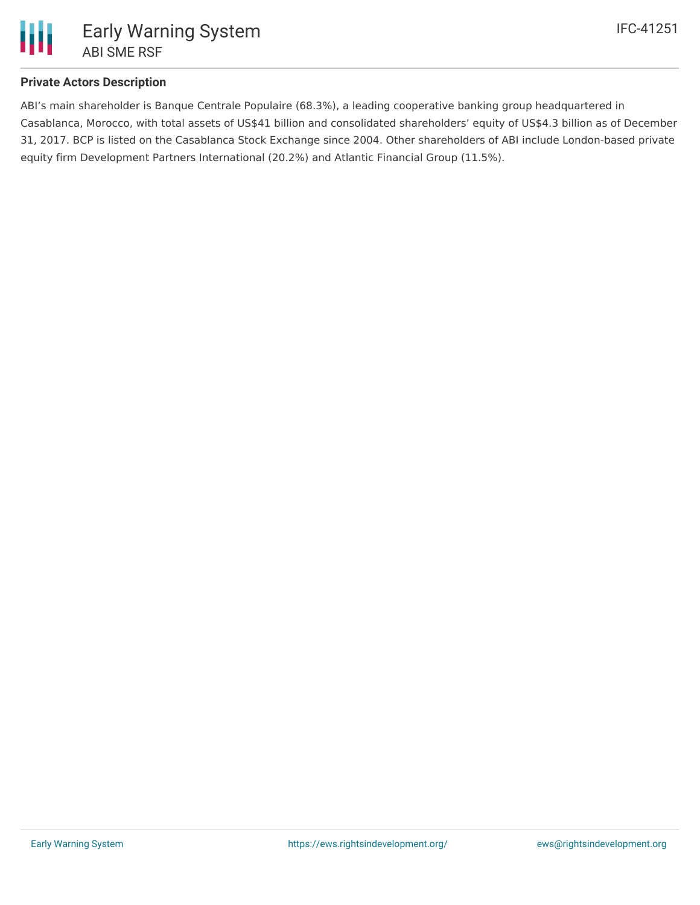**Private Actors Description**

ABI's main shareholder is Banque Centrale Populaire (68.3%), a leading cooperative banking group headquartered in Casablanca, Morocco, with total assets of US$41 billion and consolidated shareholders' equity of US$4.3 billion as of December 31, 2017. BCP is listed on the Casablanca Stock Exchange since 2004. Other shareholders of ABI include London-based private equity firm Development Partners International (20.2%) and Atlantic Financial Group (11.5%).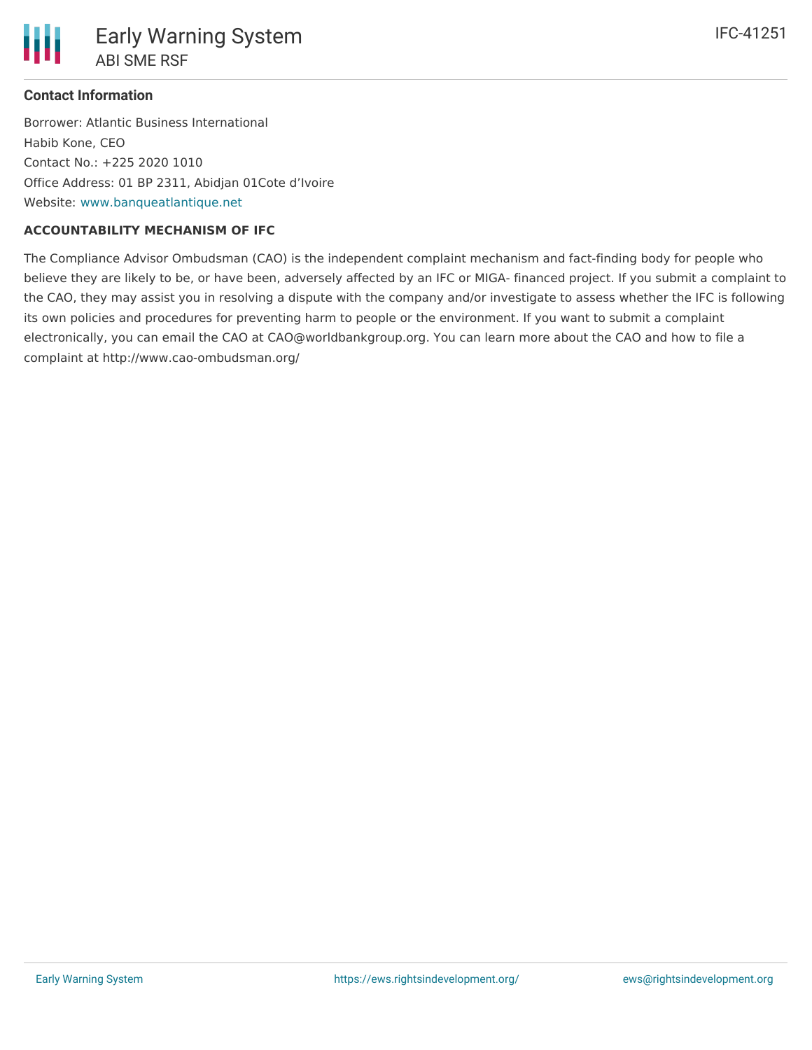### Contact Information

Borrower: Atlantic Business International

Habib Kone, CEO

Contact No.: +225 2020 1010

Office Address: 01 BP 2311, Abidjan 01Cote d'Ivoire

Website: www.banqueatlantique.net

#### ACCOUNTABILITY MECHANISM OF IFC

The Compliance Advisor Ombudsman (CAO) is the independent complaint mechanism and fact-finding body for people who believe they are likely to be, or have been, adversely affected by an IFC or MIGA- financed project. If you submit a complaint to the CAO, they may assist you in resolving a dispute with the company and/or investigate to assess whether the IFC is following its own policies and procedures for preventing harm to people or the environment. If you want to submit a complaint electronically, you can email the CAO at CAO@worldbankgroup.org. You can learn more about the CAO and how to file a complaint at http://www.cao-ombudsman.org/